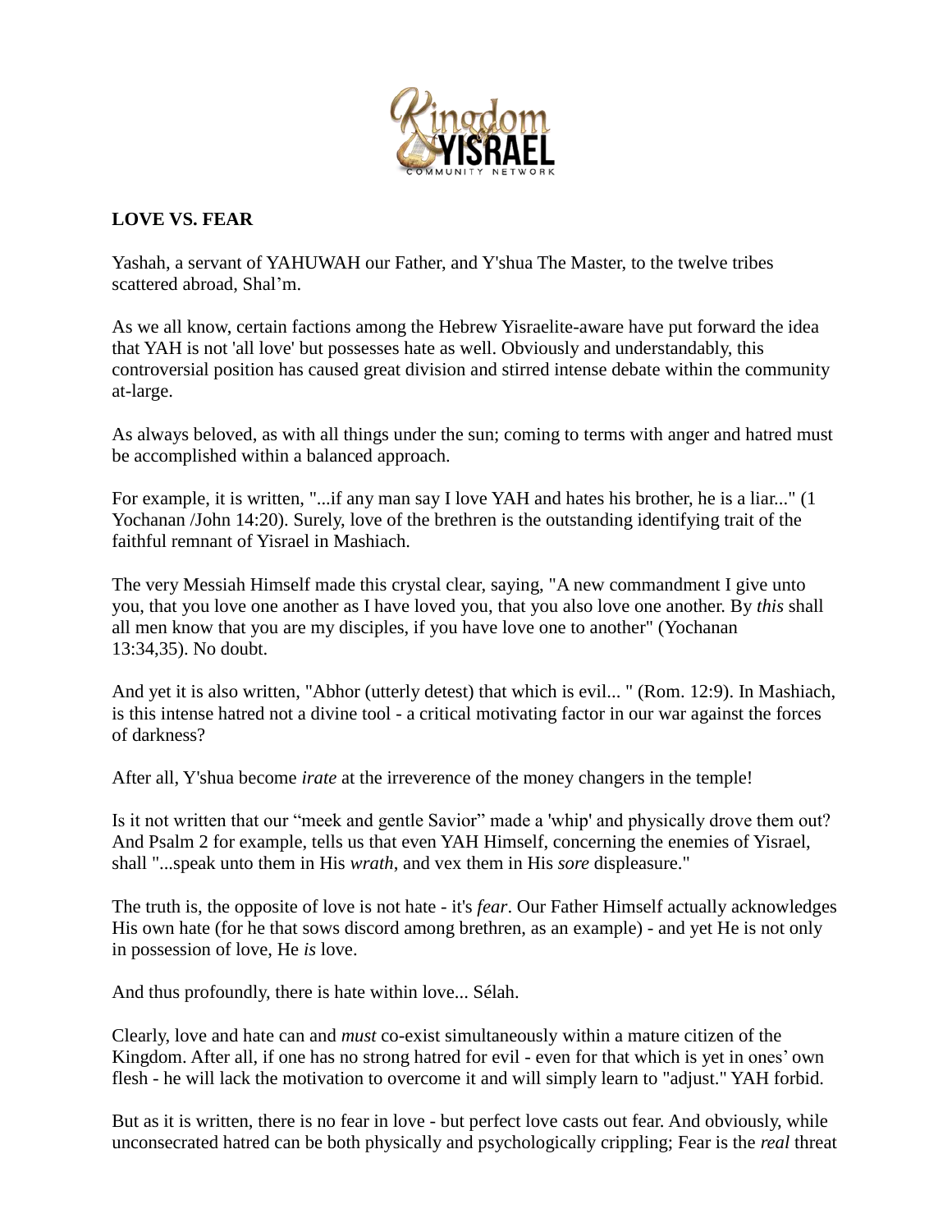**LOVE VS. FEAR**

Yashah, a servant of YAHUWAH our Father, and Y'shua The Master, to the twelve tribes scattered abroad, Shal'm.

As we all know, certain factions among the Hebrew Yisraelite-aware have put forward the idea that YAH is not 'all love' but possesses hate as well. Obviously and understandably, this controversial position has caused great division and stirred intense debate within the community at-large.

As always beloved, as with all things under the sun; coming to terms with anger and hatred must be accomplished within a balanced approach.

For example, it is written, "...if any man say I love YAH and hates his brother, he is a liar..." (1 Yochanan /John 14:20). Surely, love of the brethren is the outstanding identifying trait of the faithful remnant of Yisrael in Mashiach.

The very Messiah Himself made this crystal clear, saying, "A new commandment I give unto you, that you love one another as I have loved you, that you also love one another. By *this* shall all men know that you are my disciples, if you have love one to another" (Yochanan 13:34,35). No doubt.

And yet it is also written, "Abhor (utterly detest) that which is evil... " (Rom. 12:9). In Mashiach, is this intense hatred not a divine tool - a critical motivating factor in our war against the forces of darkness?

After all, Y'shua become *irate* at the irreverence of the money changers in the temple!

Is it not written that our "meek and gentle Savior" made a 'whip' and physically drove them out? And Psalm 2 for example, tells us that even YAH Himself, concerning the enemies of Yisrael, shall "...speak unto them in His *wrath*, and vex them in His *sore* displeasure."

The truth is, the opposite of love is not hate - it's *fear*. Our Father Himself actually acknowledges His own hate (for he that sows discord among brethren, as an example) - and yet He is not only in possession of love, He *is* love.

And thus profoundly, there is hate within love... Sélah.

Clearly, love and hate can and *must* co-exist simultaneously within a mature citizen of the Kingdom. After all, if one has no strong hatred for evil - even for that which is yet in ones' own flesh - he will lack the motivation to overcome it and will simply learn to "adjust." YAH forbid.

But as it is written, there is no fear in love - but perfect love casts out fear. And obviously, while unconsecrated hatred can be both physically and psychologically crippling; Fear is the *real* threat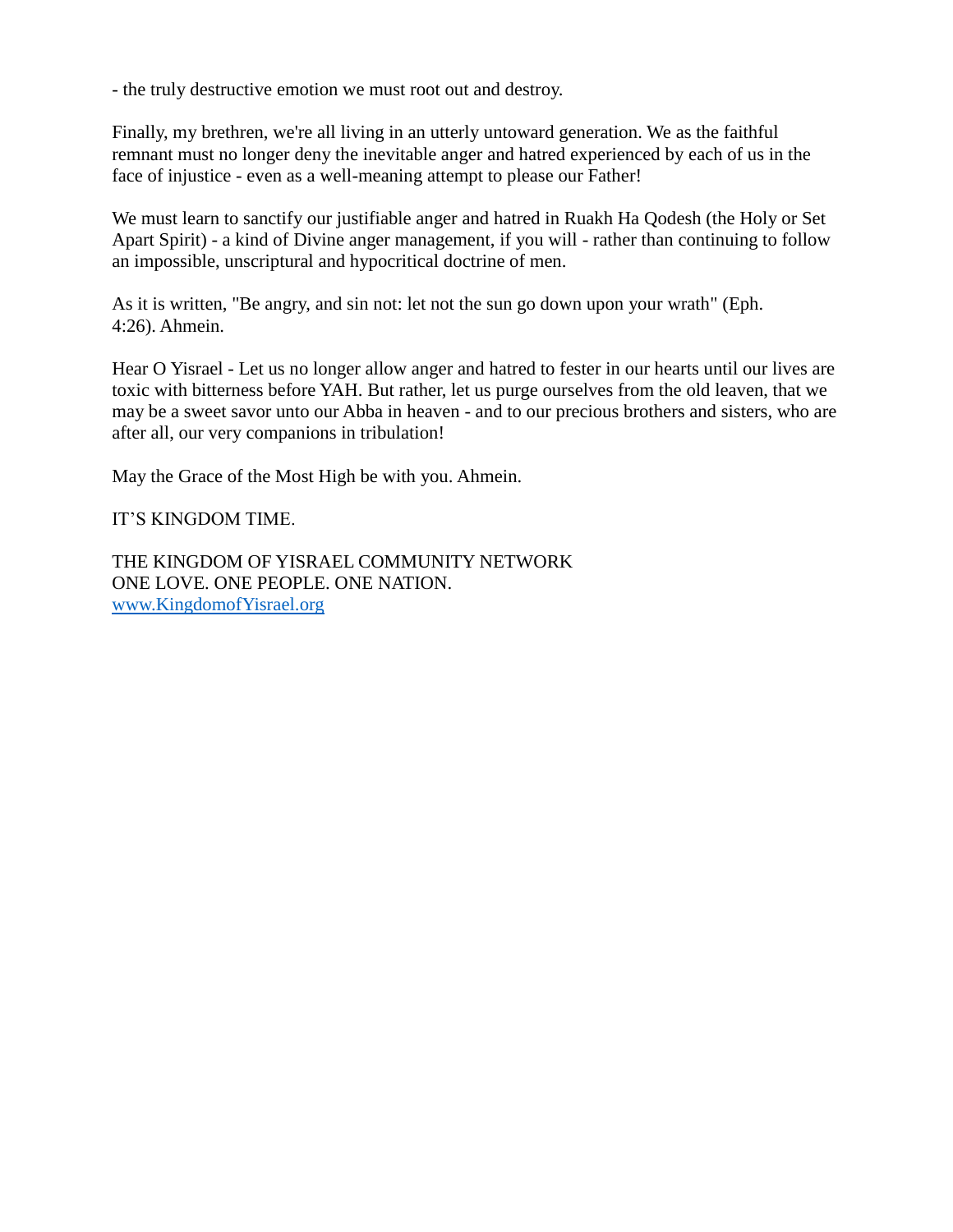- the truly destructive emotion we must root out and destroy.

Finally, my brethren, we're all living in an utterly untoward generation. We as the faithful remnant must no longer deny the inevitable anger and hatred experienced by each of us in the face of injustice - even as a well-meaning attempt to please our Father!

We must learn to sanctify our justifiable anger and hatred in Ruakh Ha Qodesh (the Holy or Set Apart Spirit) - a kind of Divine anger management, if you will - rather than continuing to follow an impossible, unscriptural and hypocritical doctrine of men.

As it is written, "Be angry, and sin not: let not the sun go down upon your wrath" (Eph. 4:26). Ahmein.

Hear O Yisrael - Let us no longer allow anger and hatred to fester in our hearts until our lives are toxic with bitterness before YAH. But rather, let us purge ourselves from the old leaven, that we may be a sweet savor unto our Abba in heaven - and to our precious brothers and sisters, who are after all, our very companions in tribulation!

May the Grace of the Most High be with you. Ahmein.

IT'S KINGDOM TIME.

THE KINGDOM OF YISRAEL COMMUNITY NETWORK
ONE LOVE. ONE PEOPLE. ONE NATION.
[www.KingdomofYisrael.org](http://www.KingdomofYisrael.org)